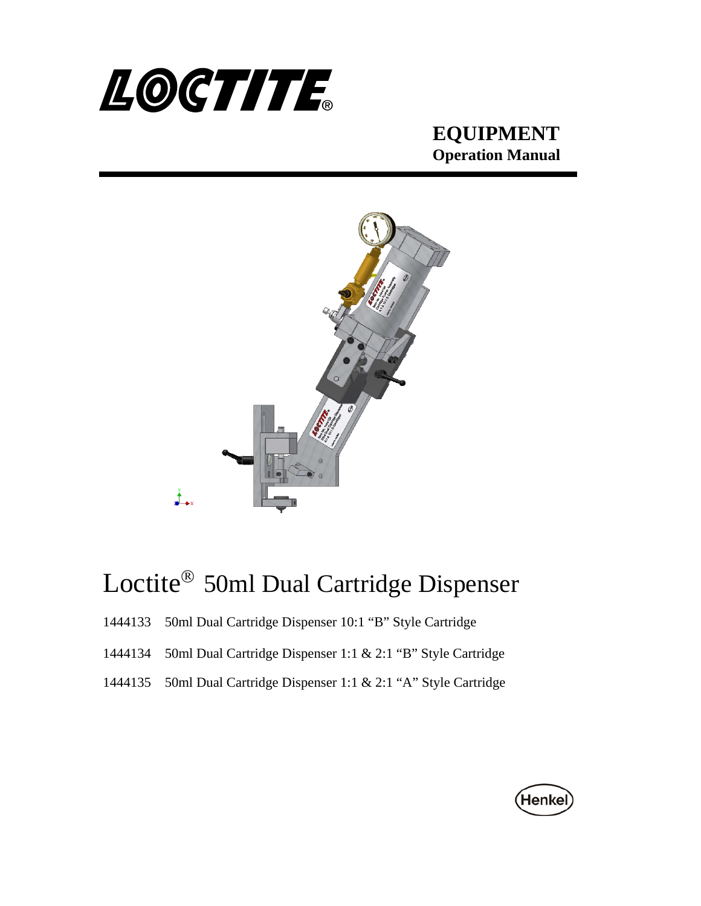LOCTITE®

**EQUIPMENT**
**Operation Manual**

# Loctite® 50ml Dual Cartridge Dispenser

1444133 50ml Dual Cartridge Dispenser 10:1 "B" Style Cartridge

1444134 50ml Dual Cartridge Dispenser 1:1 & 2:1 "B" Style Cartridge

1444135 50ml Dual Cartridge Dispenser 1:1 & 2:1 "A" Style Cartridge

Henkel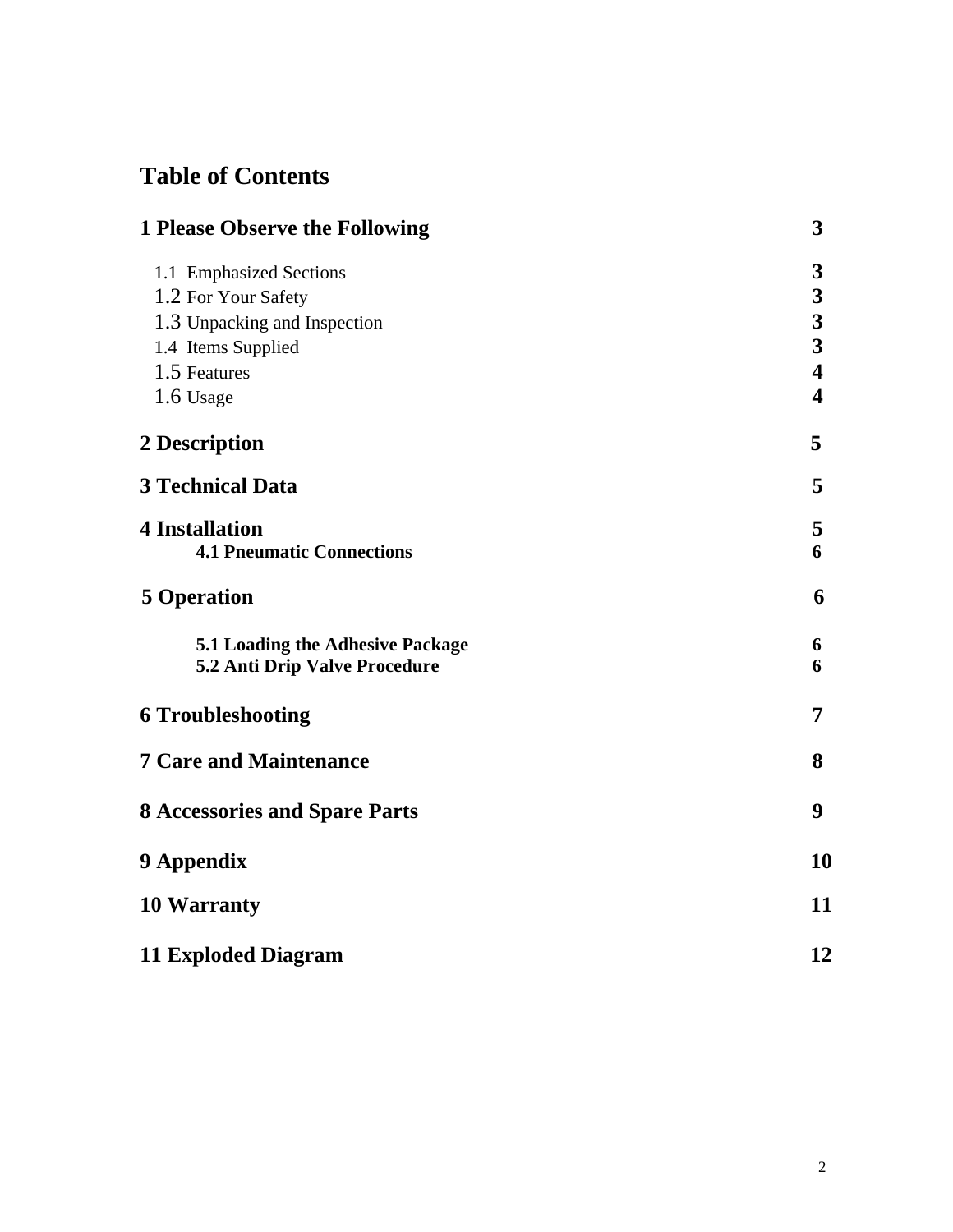# Table of Contents

| Section | Page |
|---|---|
| **1 Please Observe the Following** | **3** |
| 1.1 Emphasized Sections | 3 |
| 1.2 For Your Safety | 3 |
| 1.3 Unpacking and Inspection | 3 |
| 1.4 Items Supplied | 3 |
| 1.5 Features | 4 |
| 1.6 Usage | 4 |
| **2 Description** | **5** |
| **3 Technical Data** | **5** |
| **4 Installation** | **5** |
| **4.1 Pneumatic Connections** | **6** |
| **5 Operation** | **6** |
| **5.1 Loading the Adhesive Package** | **6** |
| **5.2 Anti Drip Valve Procedure** | **6** |
| **6 Troubleshooting** | **7** |
| **7 Care and Maintenance** | **8** |
| **8 Accessories and Spare Parts** | **9** |
| **9 Appendix** | **10** |
| **10 Warranty** | **11** |
| **11 Exploded Diagram** | **12** |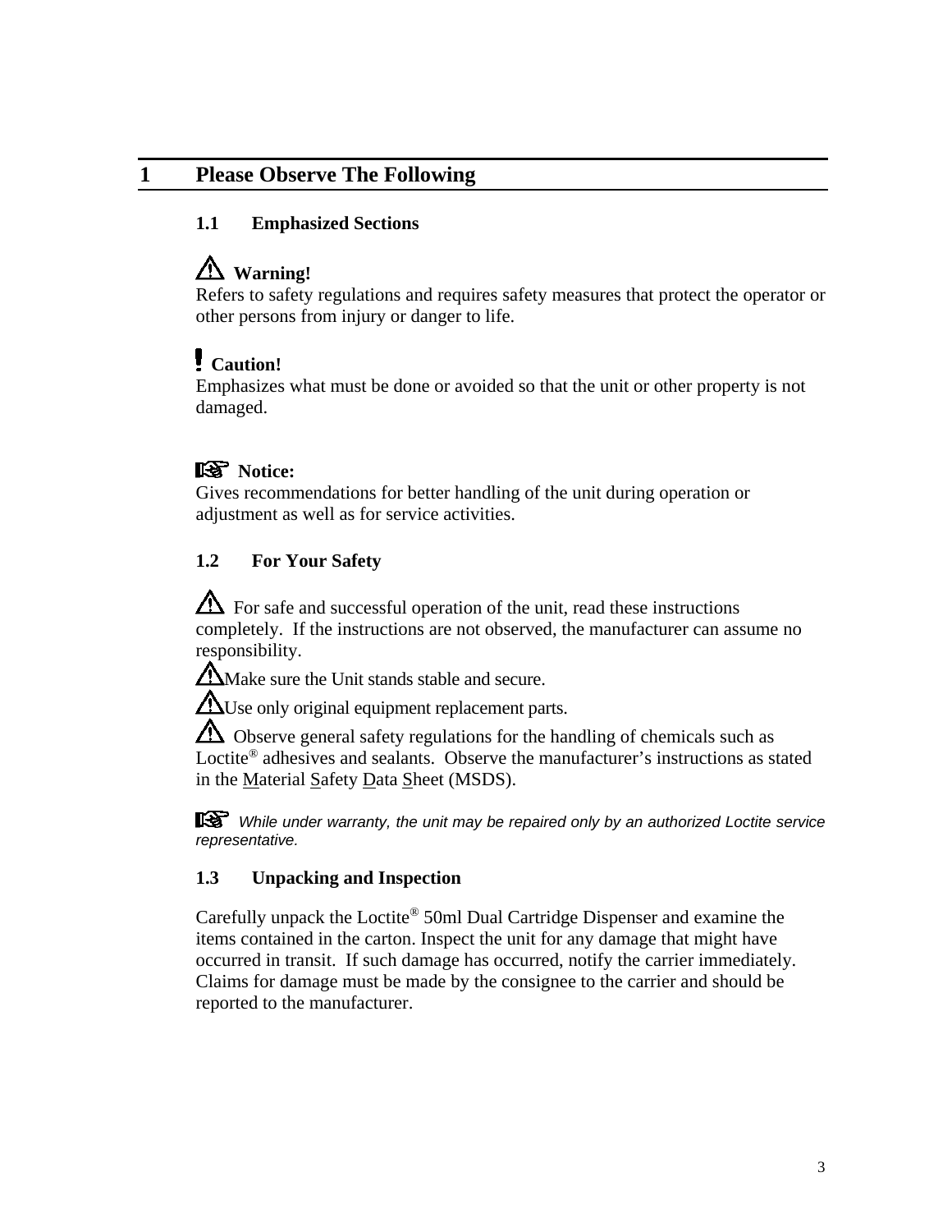# 1 Please Observe The Following

## 1.1 Emphasized Sections

⚠ **Warning!**
Refers to safety regulations and requires safety measures that protect the operator or other persons from injury or danger to life.

❗ **Caution!**
Emphasizes what must be done or avoided so that the unit or other property is not damaged.

☞ **Notice:**
Gives recommendations for better handling of the unit during operation or adjustment as well as for service activities.

## 1.2 For Your Safety

⚠ For safe and successful operation of the unit, read these instructions completely. If the instructions are not observed, the manufacturer can assume no responsibility.

⚠ Make sure the Unit stands stable and secure.

⚠ Use only original equipment replacement parts.

⚠ Observe general safety regulations for the handling of chemicals such as Loctite® adhesives and sealants. Observe the manufacturer's instructions as stated in the <u>M</u>aterial <u>S</u>afety <u>D</u>ata <u>S</u>heet (MSDS).

☞ *While under warranty, the unit may be repaired only by an authorized Loctite service representative.*

## 1.3 Unpacking and Inspection

Carefully unpack the Loctite® 50ml Dual Cartridge Dispenser and examine the items contained in the carton. Inspect the unit for any damage that might have occurred in transit. If such damage has occurred, notify the carrier immediately. Claims for damage must be made by the consignee to the carrier and should be reported to the manufacturer.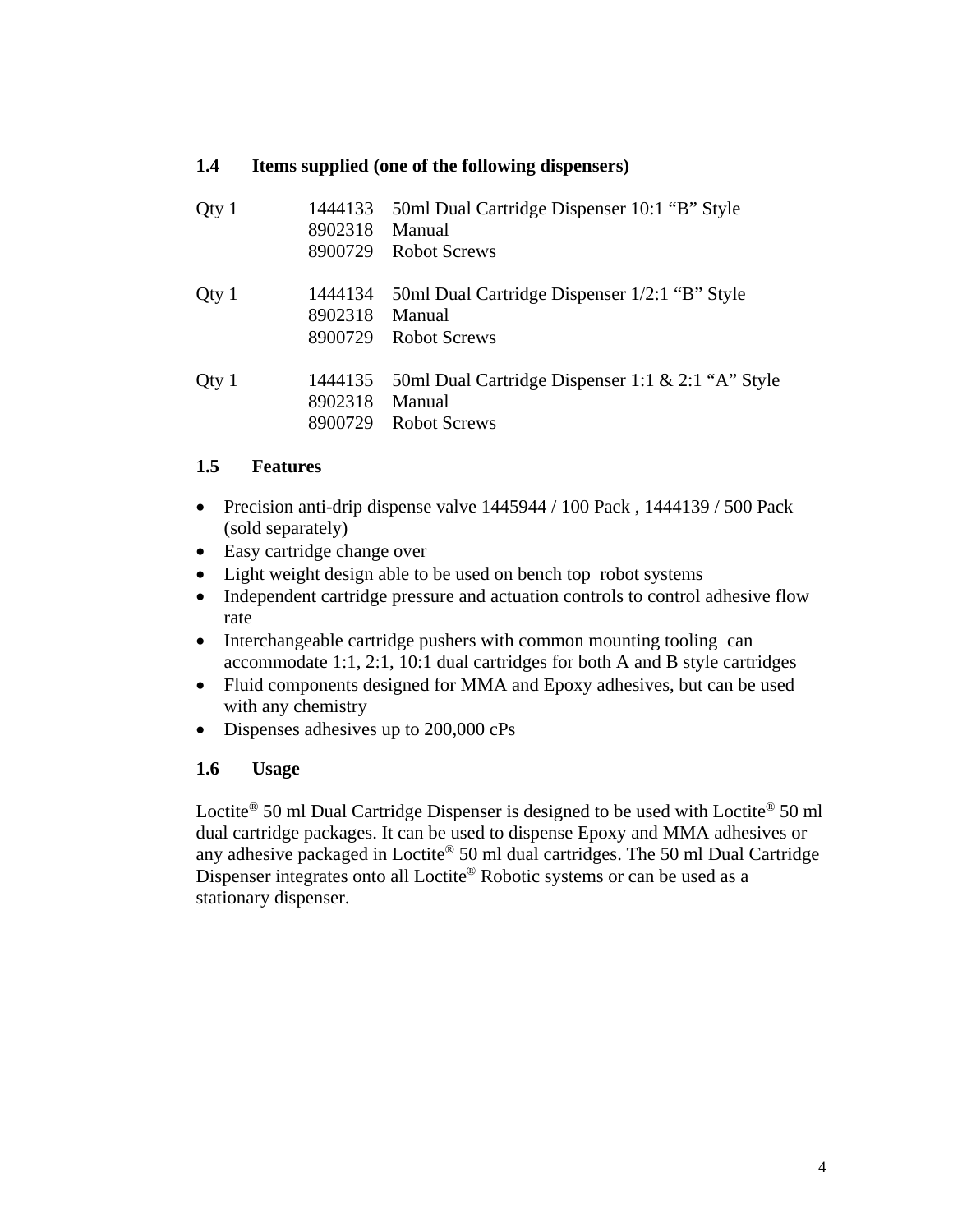### 1.4 Items supplied (one of the following dispensers)

| | | |
|---|---|---|
| Qty 1 | 1444133 | 50ml Dual Cartridge Dispenser 10:1 “B” Style |
| | 8902318 | Manual |
| | 8900729 | Robot Screws |
| | | |
| Qty 1 | 1444134 | 50ml Dual Cartridge Dispenser 1/2:1 “B” Style |
| | 8902318 | Manual |
| | 8900729 | Robot Screws |
| | | |
| Qty 1 | 1444135 | 50ml Dual Cartridge Dispenser 1:1 & 2:1 “A” Style |
| | 8902318 | Manual |
| | 8900729 | Robot Screws |

### 1.5 Features

- Precision anti-drip dispense valve 1445944 / 100 Pack , 1444139 / 500 Pack (sold separately)
- Easy cartridge change over
- Light weight design able to be used on bench top robot systems
- Independent cartridge pressure and actuation controls to control adhesive flow rate
- Interchangeable cartridge pushers with common mounting tooling can accommodate 1:1, 2:1, 10:1 dual cartridges for both A and B style cartridges
- Fluid components designed for MMA and Epoxy adhesives, but can be used with any chemistry
- Dispenses adhesives up to 200,000 cPs

### 1.6 Usage

Loctite® 50 ml Dual Cartridge Dispenser is designed to be used with Loctite® 50 ml dual cartridge packages. It can be used to dispense Epoxy and MMA adhesives or any adhesive packaged in Loctite® 50 ml dual cartridges. The 50 ml Dual Cartridge Dispenser integrates onto all Loctite® Robotic systems or can be used as a stationary dispenser.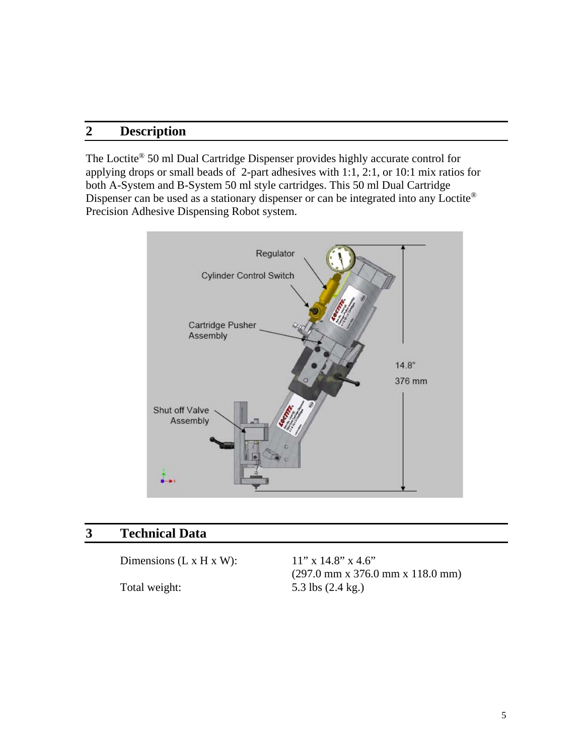## 2 Description

The Loctite® 50 ml Dual Cartridge Dispenser provides highly accurate control for applying drops or small beads of 2-part adhesives with 1:1, 2:1, or 10:1 mix ratios for both A-System and B-System 50 ml style cartridges. This 50 ml Dual Cartridge Dispenser can be used as a stationary dispenser or can be integrated into any Loctite® Precision Adhesive Dispensing Robot system.

## 3 Technical Data

| | |
|---|---|
| Dimensions (L x H x W): | 11" x 14.8" x 4.6" (297.0 mm x 376.0 mm x 118.0 mm) |
| Total weight: | 5.3 lbs (2.4 kg.) |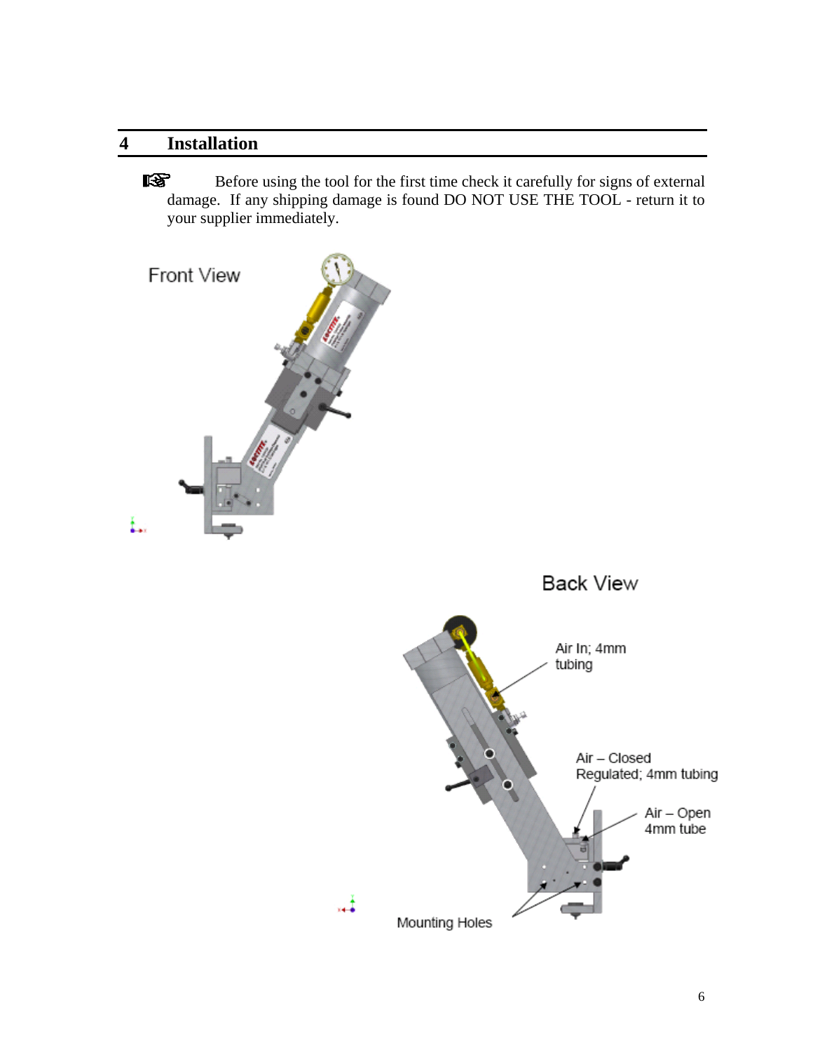# 4 Installation

☞ Before using the tool for the first time check it carefully for signs of external damage. If any shipping damage is found DO NOT USE THE TOOL - return it to your supplier immediately.

Front View

Back View

Air In; 4mm tubing

Air – Closed Regulated; 4mm tubing

Air – Open 4mm tube

Mounting Holes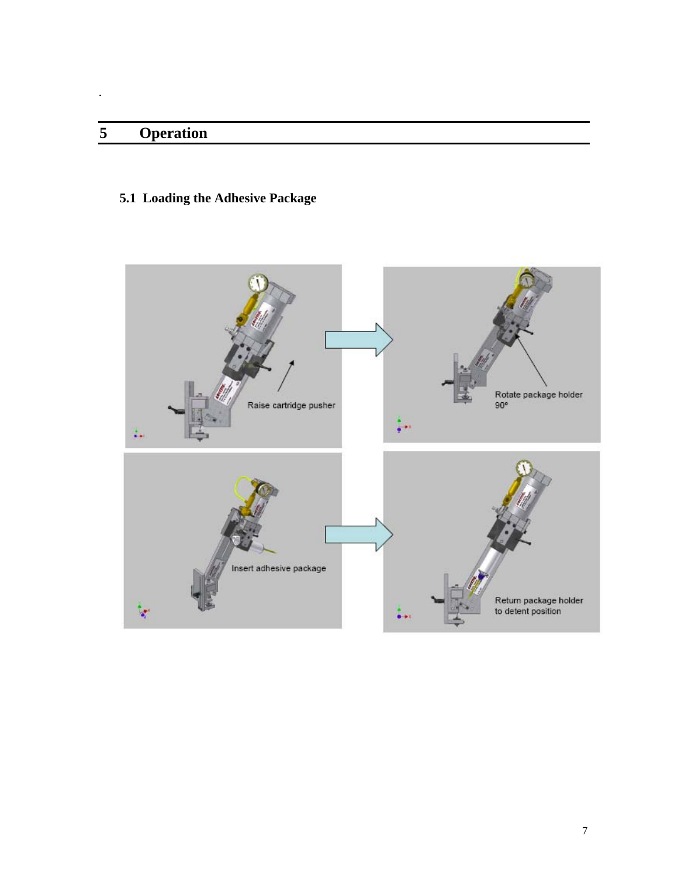# 5 Operation

## 5.1 Loading the Adhesive Package

Raise cartridge pusher

Rotate package holder 90°

Insert adhesive package

Return package holder to detent position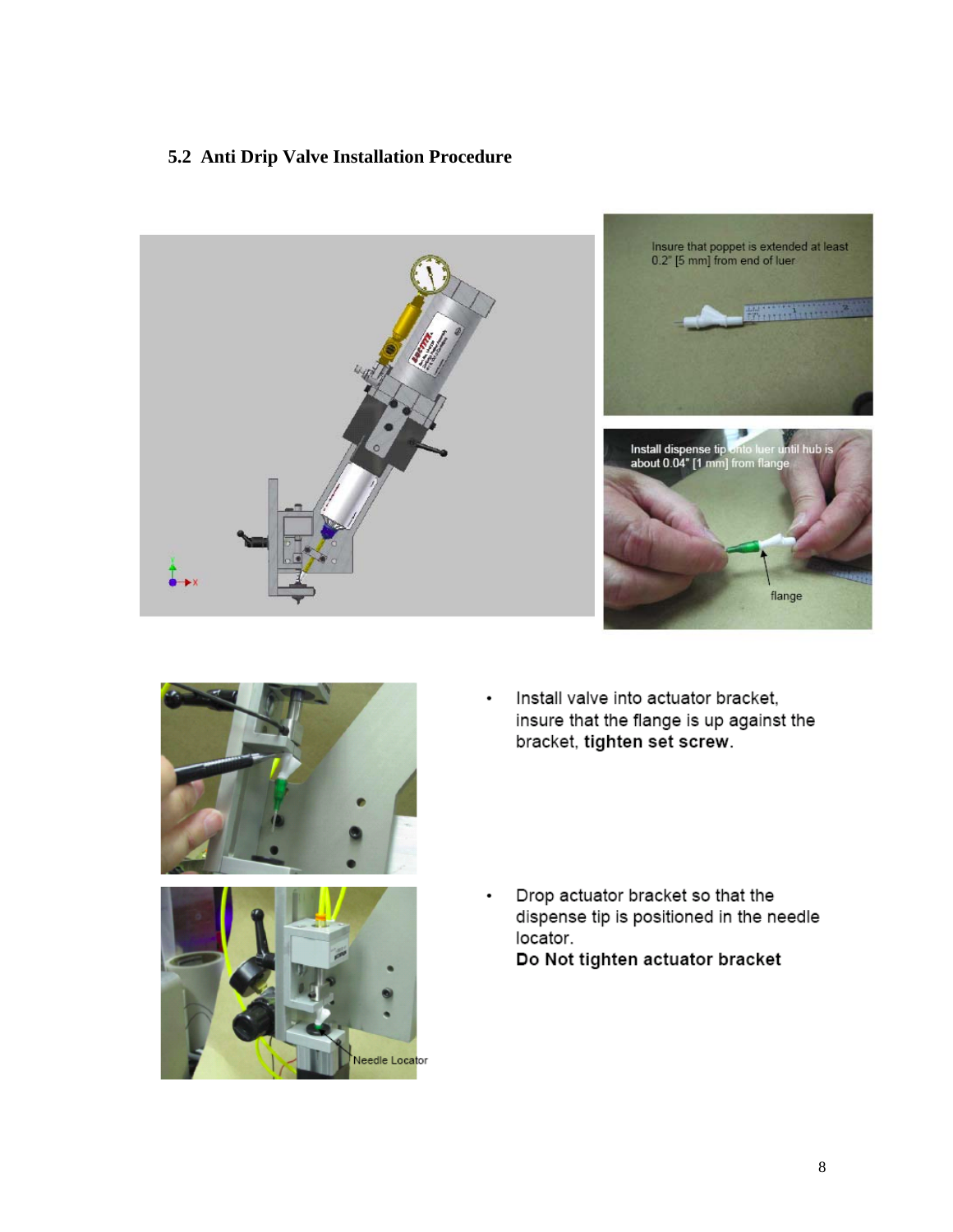## 5.2 Anti Drip Valve Installation Procedure

Insure that poppet is extended at least 0.2" [5 mm] from end of luer

Install dispense tip onto luer until hub is about 0.04" [1 mm] from flange

flange

- Install valve into actuator bracket, insure that the flange is up against the bracket, **tighten set screw**.

Needle Locator

- Drop actuator bracket so that the dispense tip is positioned in the needle locator.
  **Do Not tighten actuator bracket**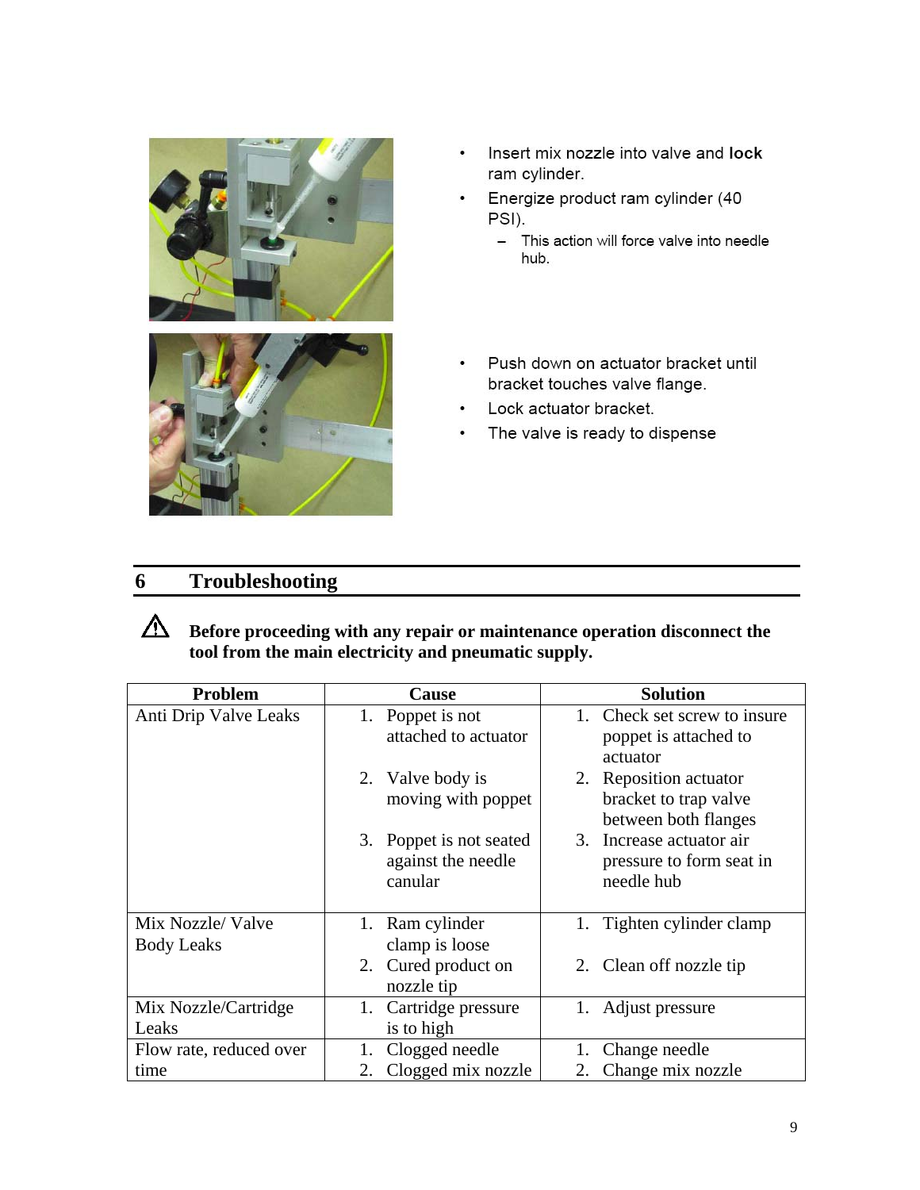- Insert mix nozzle into valve and **lock** ram cylinder.
- Energize product ram cylinder (40 PSI).
  - This action will force valve into needle hub.

- Push down on actuator bracket until bracket touches valve flange.
- Lock actuator bracket.
- The valve is ready to dispense

## 6 Troubleshooting

⚠ **Before proceeding with any repair or maintenance operation disconnect the tool from the main electricity and pneumatic supply.**

| Problem | Cause | Solution |
|---|---|---|
| Anti Drip Valve Leaks | 1. Poppet is not attached to actuator<br>2. Valve body is moving with poppet<br>3. Poppet is not seated against the needle canular | 1. Check set screw to insure poppet is attached to actuator<br>2. Reposition actuator bracket to trap valve between both flanges<br>3. Increase actuator air pressure to form seat in needle hub |
| Mix Nozzle/ Valve Body Leaks | 1. Ram cylinder clamp is loose<br>2. Cured product on nozzle tip | 1. Tighten cylinder clamp<br>2. Clean off nozzle tip |
| Mix Nozzle/Cartridge Leaks | 1. Cartridge pressure is to high | 1. Adjust pressure |
| Flow rate, reduced over time | 1. Clogged needle<br>2. Clogged mix nozzle | 1. Change needle<br>2. Change mix nozzle |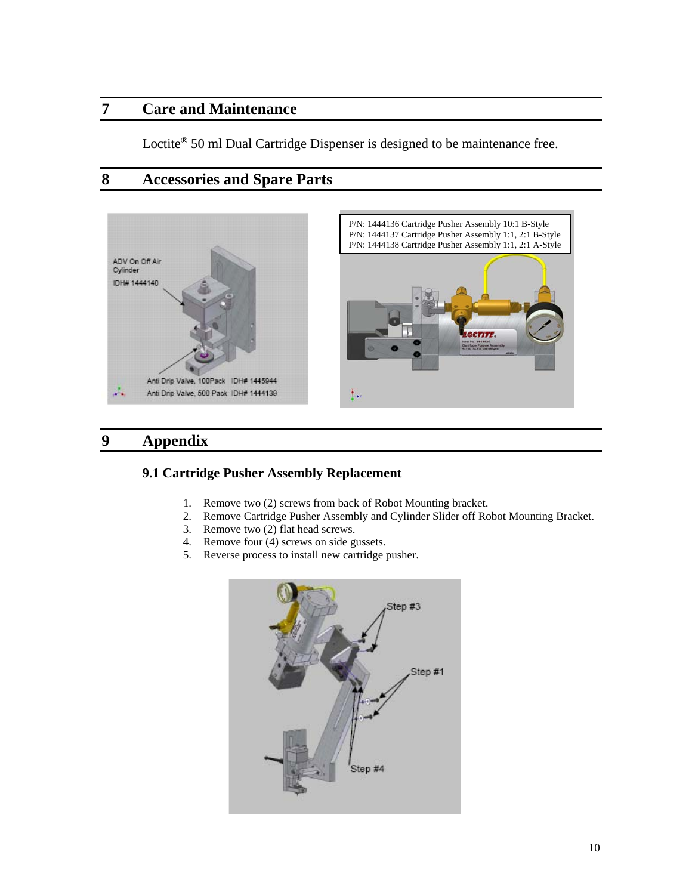# 7 Care and Maintenance

Loctite® 50 ml Dual Cartridge Dispenser is designed to be maintenance free.

# 8 Accessories and Spare Parts

ADV On Off Air Cylinder IDH# 1444140

Anti Drip Valve, 100Pack IDH# 1445944
Anti Drip Valve, 500 Pack IDH# 1444139

P/N: 1444136 Cartridge Pusher Assembly 10:1 B-Style
P/N: 1444137 Cartridge Pusher Assembly 1:1, 2:1 B-Style
P/N: 1444138 Cartridge Pusher Assembly 1:1, 2:1 A-Style

# 9 Appendix

## 9.1 Cartridge Pusher Assembly Replacement

1. Remove two (2) screws from back of Robot Mounting bracket.
2. Remove Cartridge Pusher Assembly and Cylinder Slider off Robot Mounting Bracket.
3. Remove two (2) flat head screws.
4. Remove four (4) screws on side gussets.
5. Reverse process to install new cartridge pusher.

Step #3

Step #1

Step #4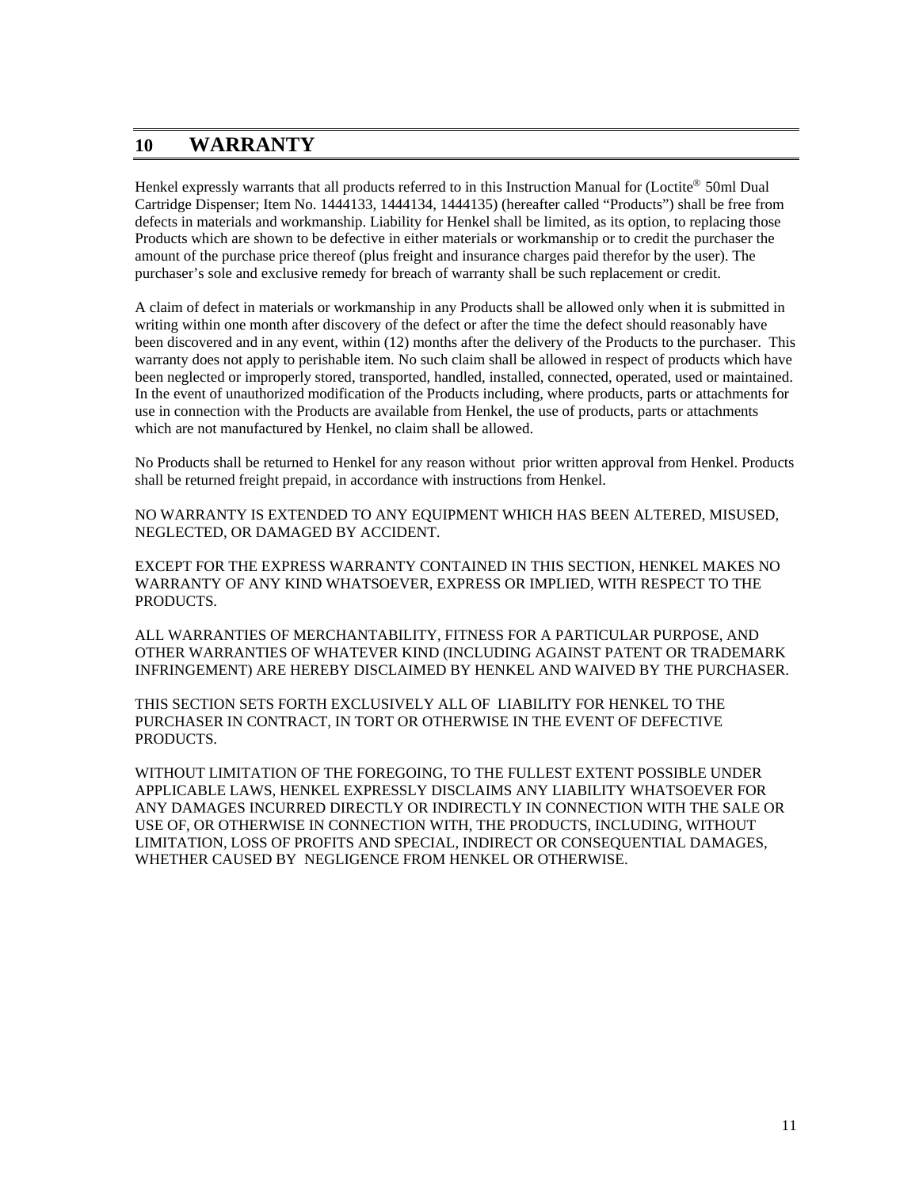# 10 WARRANTY

Henkel expressly warrants that all products referred to in this Instruction Manual for (Loctite® 50ml Dual Cartridge Dispenser; Item No. 1444133, 1444134, 1444135) (hereafter called "Products") shall be free from defects in materials and workmanship. Liability for Henkel shall be limited, as its option, to replacing those Products which are shown to be defective in either materials or workmanship or to credit the purchaser the amount of the purchase price thereof (plus freight and insurance charges paid therefor by the user). The purchaser's sole and exclusive remedy for breach of warranty shall be such replacement or credit.

A claim of defect in materials or workmanship in any Products shall be allowed only when it is submitted in writing within one month after discovery of the defect or after the time the defect should reasonably have been discovered and in any event, within (12) months after the delivery of the Products to the purchaser. This warranty does not apply to perishable item. No such claim shall be allowed in respect of products which have been neglected or improperly stored, transported, handled, installed, connected, operated, used or maintained. In the event of unauthorized modification of the Products including, where products, parts or attachments for use in connection with the Products are available from Henkel, the use of products, parts or attachments which are not manufactured by Henkel, no claim shall be allowed.

No Products shall be returned to Henkel for any reason without prior written approval from Henkel. Products shall be returned freight prepaid, in accordance with instructions from Henkel.

NO WARRANTY IS EXTENDED TO ANY EQUIPMENT WHICH HAS BEEN ALTERED, MISUSED, NEGLECTED, OR DAMAGED BY ACCIDENT.

EXCEPT FOR THE EXPRESS WARRANTY CONTAINED IN THIS SECTION, HENKEL MAKES NO WARRANTY OF ANY KIND WHATSOEVER, EXPRESS OR IMPLIED, WITH RESPECT TO THE PRODUCTS.

ALL WARRANTIES OF MERCHANTABILITY, FITNESS FOR A PARTICULAR PURPOSE, AND OTHER WARRANTIES OF WHATEVER KIND (INCLUDING AGAINST PATENT OR TRADEMARK INFRINGEMENT) ARE HEREBY DISCLAIMED BY HENKEL AND WAIVED BY THE PURCHASER.

THIS SECTION SETS FORTH EXCLUSIVELY ALL OF LIABILITY FOR HENKEL TO THE PURCHASER IN CONTRACT, IN TORT OR OTHERWISE IN THE EVENT OF DEFECTIVE PRODUCTS.

WITHOUT LIMITATION OF THE FOREGOING, TO THE FULLEST EXTENT POSSIBLE UNDER APPLICABLE LAWS, HENKEL EXPRESSLY DISCLAIMS ANY LIABILITY WHATSOEVER FOR ANY DAMAGES INCURRED DIRECTLY OR INDIRECTLY IN CONNECTION WITH THE SALE OR USE OF, OR OTHERWISE IN CONNECTION WITH, THE PRODUCTS, INCLUDING, WITHOUT LIMITATION, LOSS OF PROFITS AND SPECIAL, INDIRECT OR CONSEQUENTIAL DAMAGES, WHETHER CAUSED BY NEGLIGENCE FROM HENKEL OR OTHERWISE.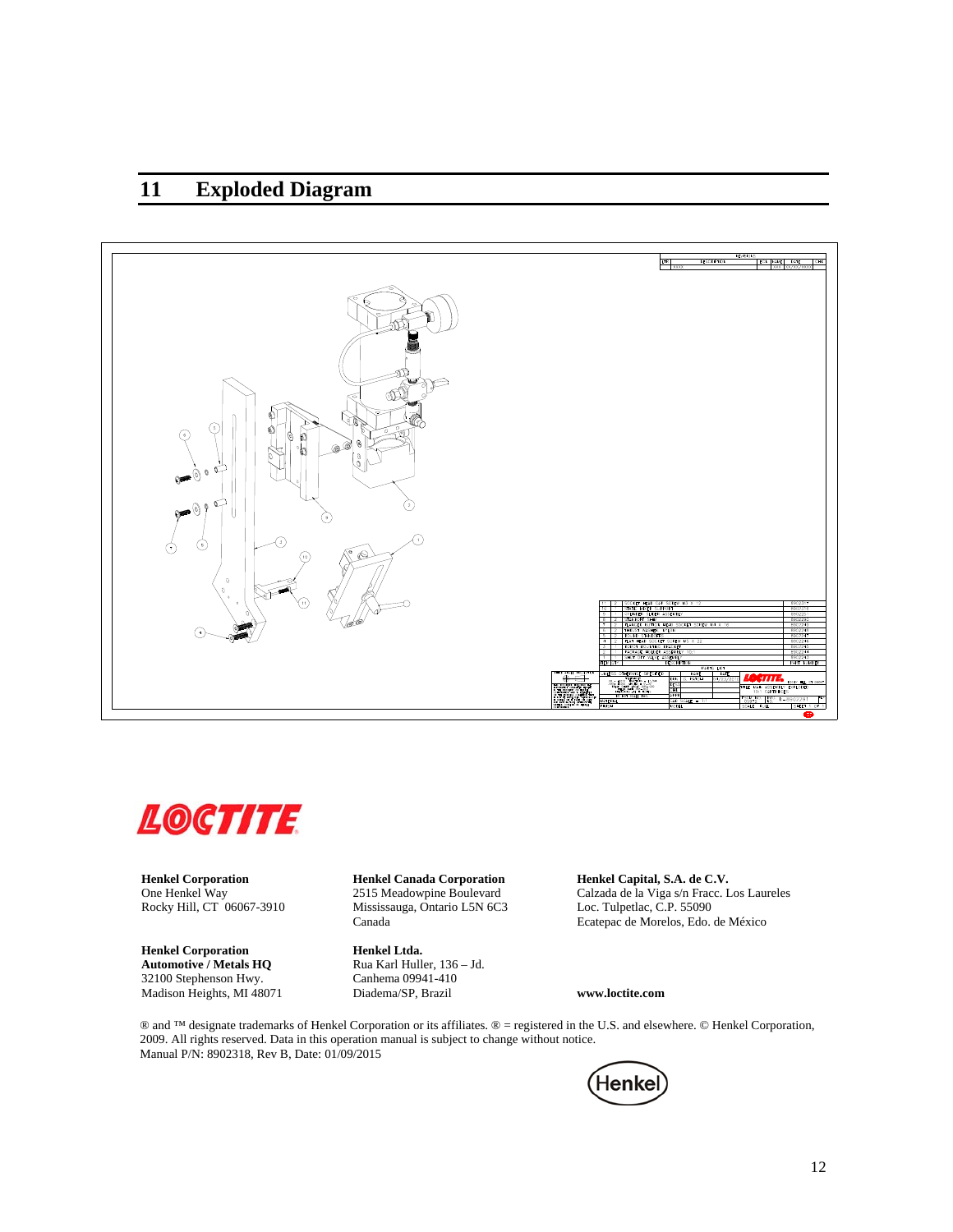# 11 Exploded Diagram

**Henkel Corporation**
One Henkel Way
Rocky Hill, CT 06067-3910

**Henkel Corporation**
**Automotive / Metals HQ**
32100 Stephenson Hwy.
Madison Heights, MI 48071

**Henkel Canada Corporation**
2515 Meadowpine Boulevard
Mississauga, Ontario L5N 6C3
Canada

**Henkel Ltda.**
Rua Karl Huller, 136 – Jd.
Canhema 09941-410
Diadema/SP, Brazil

**Henkel Capital, S.A. de C.V.**
Calzada de la Viga s/n Fracc. Los Laureles
Loc. Tulpetlac, C.P. 55090
Ecatepac de Morelos, Edo. de México

**www.loctite.com**

® and ™ designate trademarks of Henkel Corporation or its affiliates. ® = registered in the U.S. and elsewhere. © Henkel Corporation, 2009. All rights reserved. Data in this operation manual is subject to change without notice.
Manual P/N: 8902318, Rev B, Date: 01/09/2015